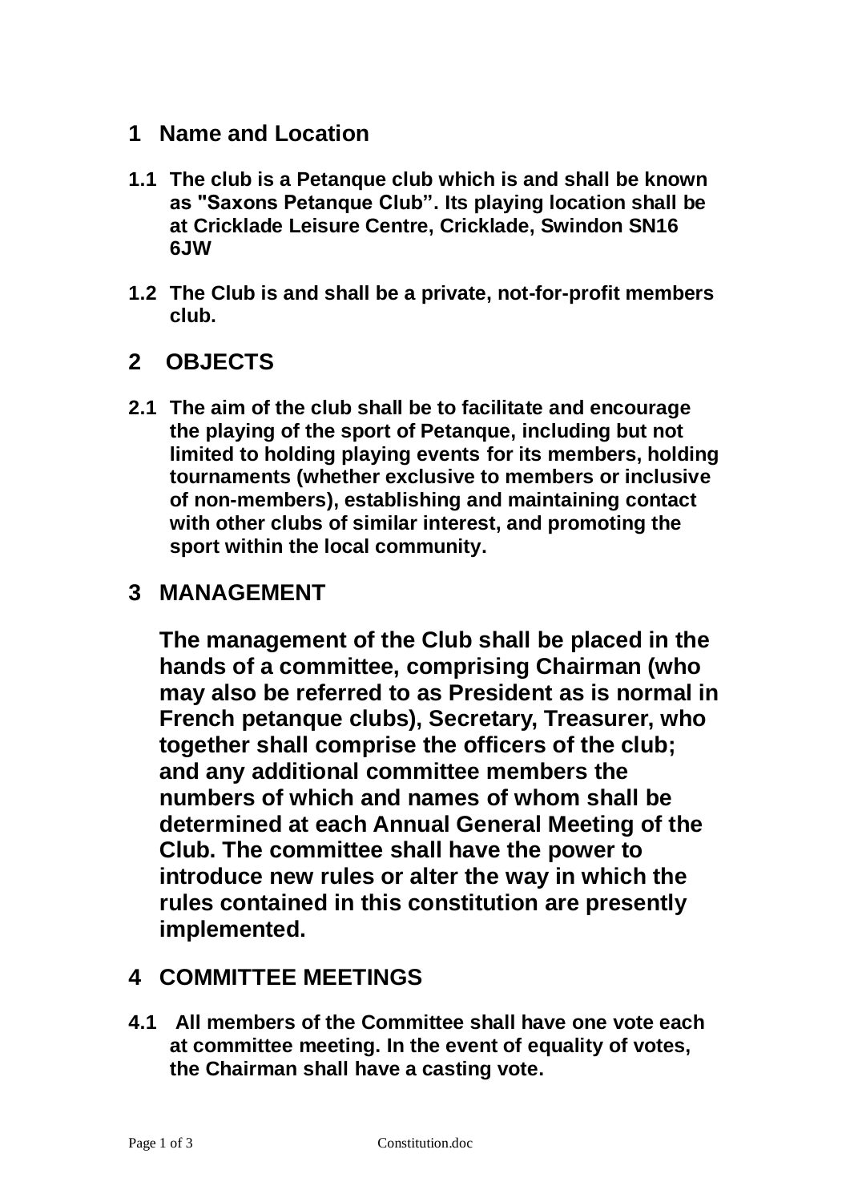## 1 Name and Location

**1.1 The club is a Petanque club which is and shall be known as "Saxons Petanque Club". Its playing location shall be at Cricklade Leisure Centre, Cricklade, Swindon SN16 6JW**

**1.2 The Club is and shall be a private, not-for-profit members club.**

## 2 OBJECTS

**2.1 The aim of the club shall be to facilitate and encourage the playing of the sport of Petanque, including but not limited to holding playing events for its members, holding tournaments (whether exclusive to members or inclusive of non-members), establishing and maintaining contact with other clubs of similar interest, and promoting the sport within the local community.**

## 3 MANAGEMENT

**The management of the Club shall be placed in the hands of a committee, comprising Chairman (who may also be referred to as President as is normal in French petanque clubs), Secretary, Treasurer, who together shall comprise the officers of the club; and any additional committee members the numbers of which and names of whom shall be determined at each Annual General Meeting of the Club. The committee shall have the power to introduce new rules or alter the way in which the rules contained in this constitution are presently implemented.**

## 4 COMMITTEE MEETINGS

**4.1 All members of the Committee shall have one vote each at committee meeting. In the event of equality of votes, the Chairman shall have a casting vote.**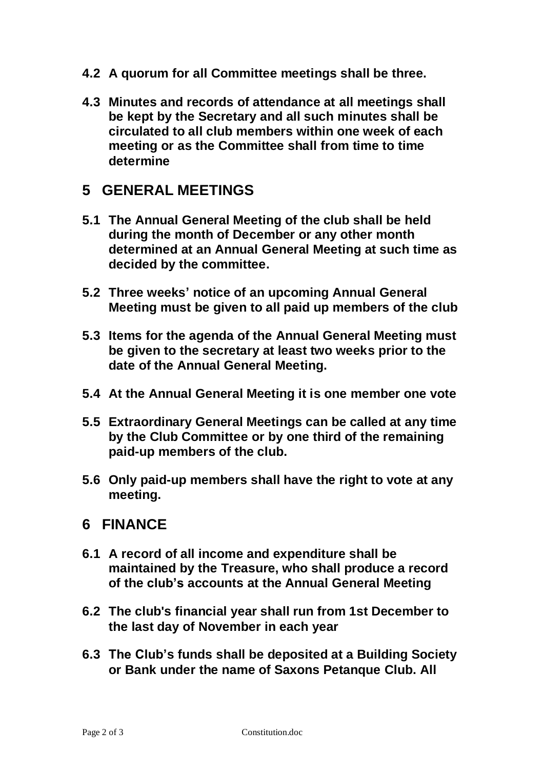**4.2 A quorum for all Committee meetings shall be three.**

**4.3 Minutes and records of attendance at all meetings shall be kept by the Secretary and all such minutes shall be circulated to all club members within one week of each meeting or as the Committee shall from time to time determine**

## 5 GENERAL MEETINGS

**5.1 The Annual General Meeting of the club shall be held during the month of December or any other month determined at an Annual General Meeting at such time as decided by the committee.**

**5.2 Three weeks' notice of an upcoming Annual General Meeting must be given to all paid up members of the club**

**5.3 Items for the agenda of the Annual General Meeting must be given to the secretary at least two weeks prior to the date of the Annual General Meeting.**

**5.4 At the Annual General Meeting it is one member one vote**

**5.5 Extraordinary General Meetings can be called at any time by the Club Committee or by one third of the remaining paid-up members of the club.**

**5.6 Only paid-up members shall have the right to vote at any meeting.**

## 6 FINANCE

**6.1 A record of all income and expenditure shall be maintained by the Treasure, who shall produce a record of the club's accounts at the Annual General Meeting**

**6.2 The club's financial year shall run from 1st December to the last day of November in each year**

**6.3 The Club's funds shall be deposited at a Building Society or Bank under the name of Saxons Petanque Club. All**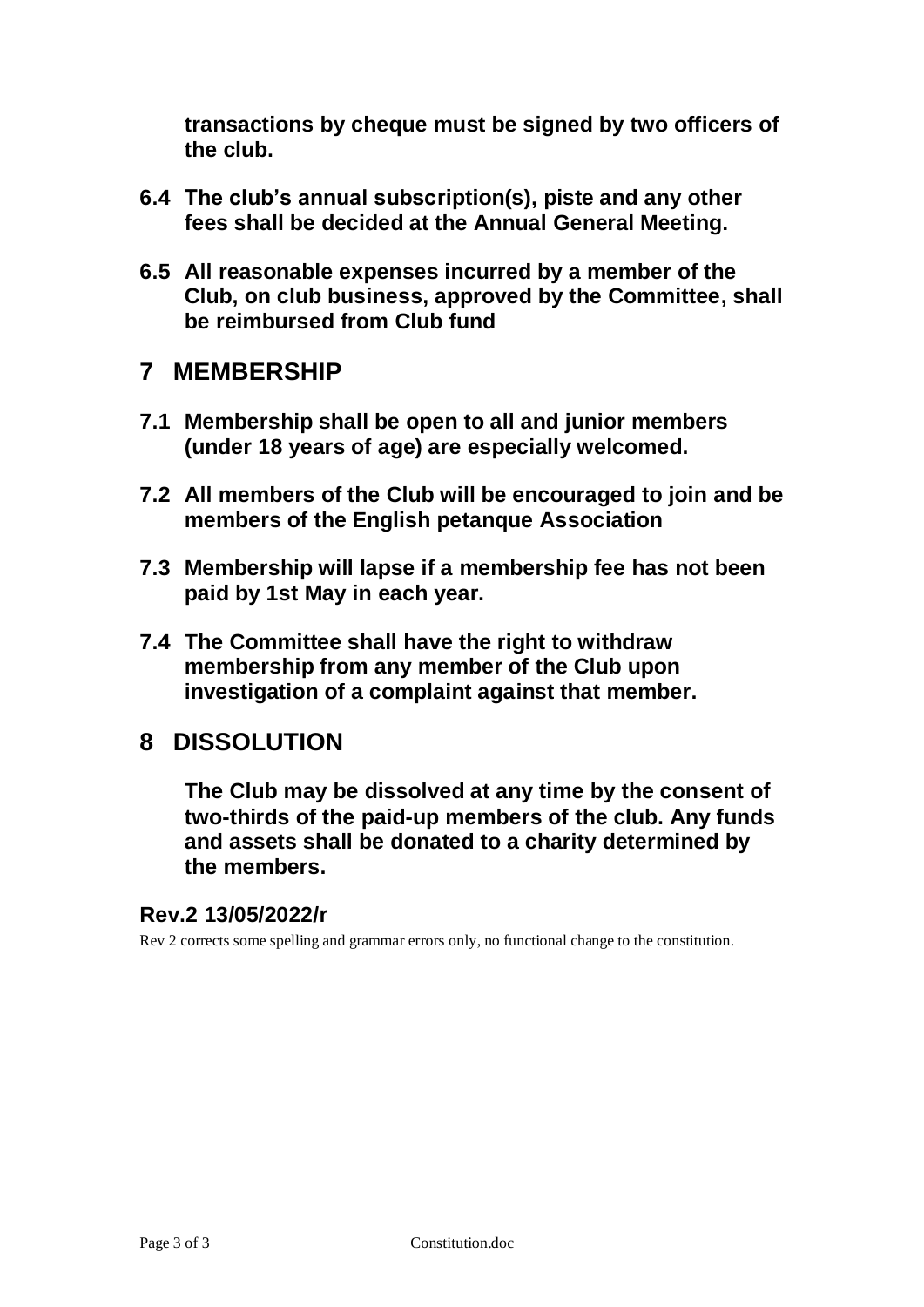**transactions by cheque must be signed by two officers of the club.**

**6.4 The club's annual subscription(s), piste and any other fees shall be decided at the Annual General Meeting.**

**6.5 All reasonable expenses incurred by a member of the Club, on club business, approved by the Committee, shall be reimbursed from Club fund**

# 7 MEMBERSHIP

**7.1 Membership shall be open to all and junior members (under 18 years of age) are especially welcomed.**

**7.2 All members of the Club will be encouraged to join and be members of the English petanque Association**

**7.3 Membership will lapse if a membership fee has not been paid by 1st May in each year.**

**7.4 The Committee shall have the right to withdraw membership from any member of the Club upon investigation of a complaint against that member.**

# 8 DISSOLUTION

**The Club may be dissolved at any time by the consent of two-thirds of the paid-up members of the club. Any funds and assets shall be donated to a charity determined by the members.**

## Rev.2 13/05/2022/r

Rev 2 corrects some spelling and grammar errors only, no functional change to the constitution.